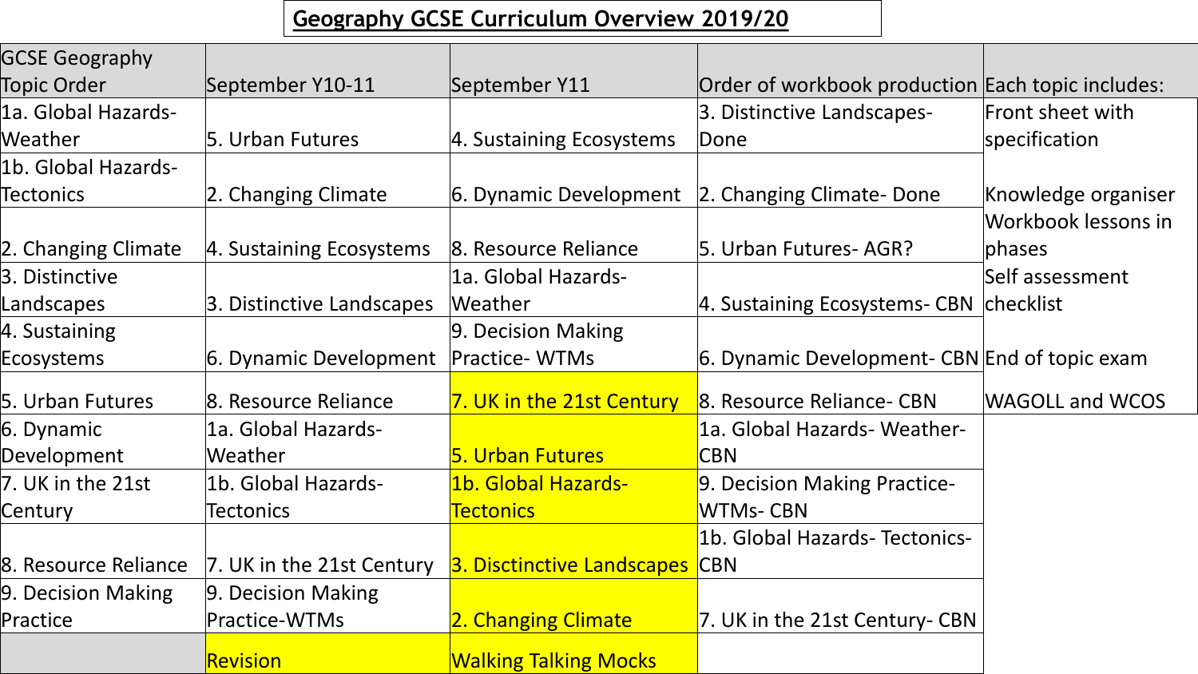# Geography GCSE Curriculum Overview 2019/20

| GCSE Geography Topic Order | September Y10-11 | September Y11 | Order of workbook production | Each topic includes: |
| --- | --- | --- | --- | --- |
| 1a. Global Hazards- Weather | 5. Urban Futures | 4. Sustaining Ecosystems | 3. Distinctive Landscapes- Done | Front sheet with specification |
| 1b. Global Hazards- Tectonics | 2. Changing Climate | 6. Dynamic Development | 2. Changing Climate- Done | Knowledge organiser |
| 2. Changing Climate | 4. Sustaining Ecosystems | 8. Resource Reliance | 5. Urban Futures- AGR? | Workbook lessons in phases |
| 3. Distinctive Landscapes | 3. Distinctive Landscapes | 1a. Global Hazards- Weather | 4. Sustaining Ecosystems- CBN | Self assessment checklist |
| 4. Sustaining Ecosystems | 6. Dynamic Development | 9. Decision Making Practice- WTMs | 6. Dynamic Development- CBN | End of topic exam |
| 5. Urban Futures | 8. Resource Reliance | 7. UK in the 21st Century | 8. Resource Reliance- CBN | WAGOLL and WCOS |
| 6. Dynamic Development | 1a. Global Hazards- Weather | 5. Urban Futures | 1a. Global Hazards- Weather- CBN | |
| 7. UK in the 21st Century | 1b. Global Hazards- Tectonics | 1b. Global Hazards- Tectonics | 9. Decision Making Practice- WTMs- CBN | |
| 8. Resource Reliance | 7. UK in the 21st Century | 3. Disctinctive Landscapes | 1b. Global Hazards- Tectonics- CBN | |
| 9. Decision Making Practice | 9. Decision Making Practice-WTMs | 2. Changing Climate | 7. UK in the 21st Century- CBN | |
| | Revision | Walking Talking Mocks | | |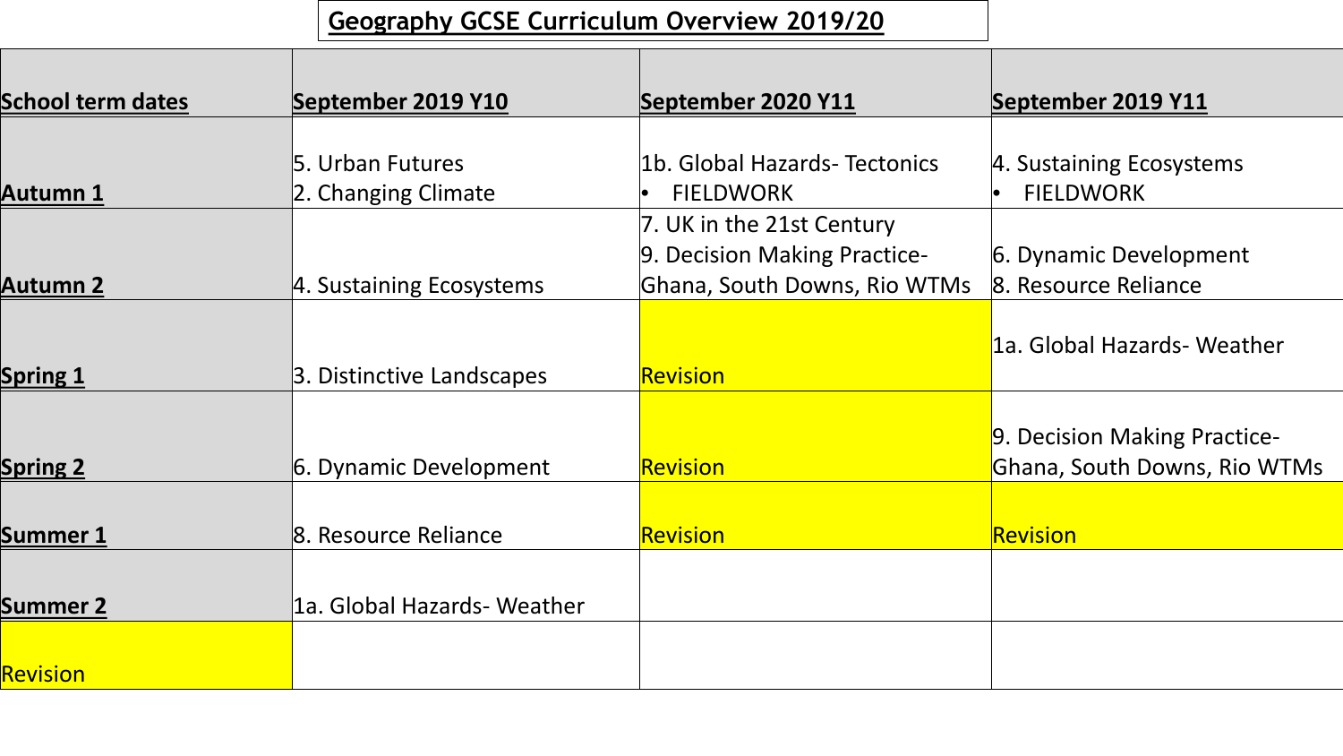# Geography GCSE Curriculum Overview 2019/20

| School term dates | September 2019 Y10 | September 2020 Y11 | September 2019 Y11 |
|---|---|---|---|
| Autumn 1 | 5. Urban Futures<br>2. Changing Climate | 1b. Global Hazards- Tectonics<br>• FIELDWORK | 4. Sustaining Ecosystems<br>• FIELDWORK |
| Autumn 2 | 4. Sustaining Ecosystems | 7. UK in the 21st Century<br>9. Decision Making Practice- Ghana, South Downs, Rio WTMs | 6. Dynamic Development<br>8. Resource Reliance |
| Spring 1 | 3. Distinctive Landscapes | Revision | 1a. Global Hazards- Weather |
| Spring 2 | 6. Dynamic Development | Revision | 9. Decision Making Practice- Ghana, South Downs, Rio WTMs |
| Summer 1 | 8. Resource Reliance | Revision | Revision |
| Summer 2 | 1a. Global Hazards- Weather | | |
| Revision | | | |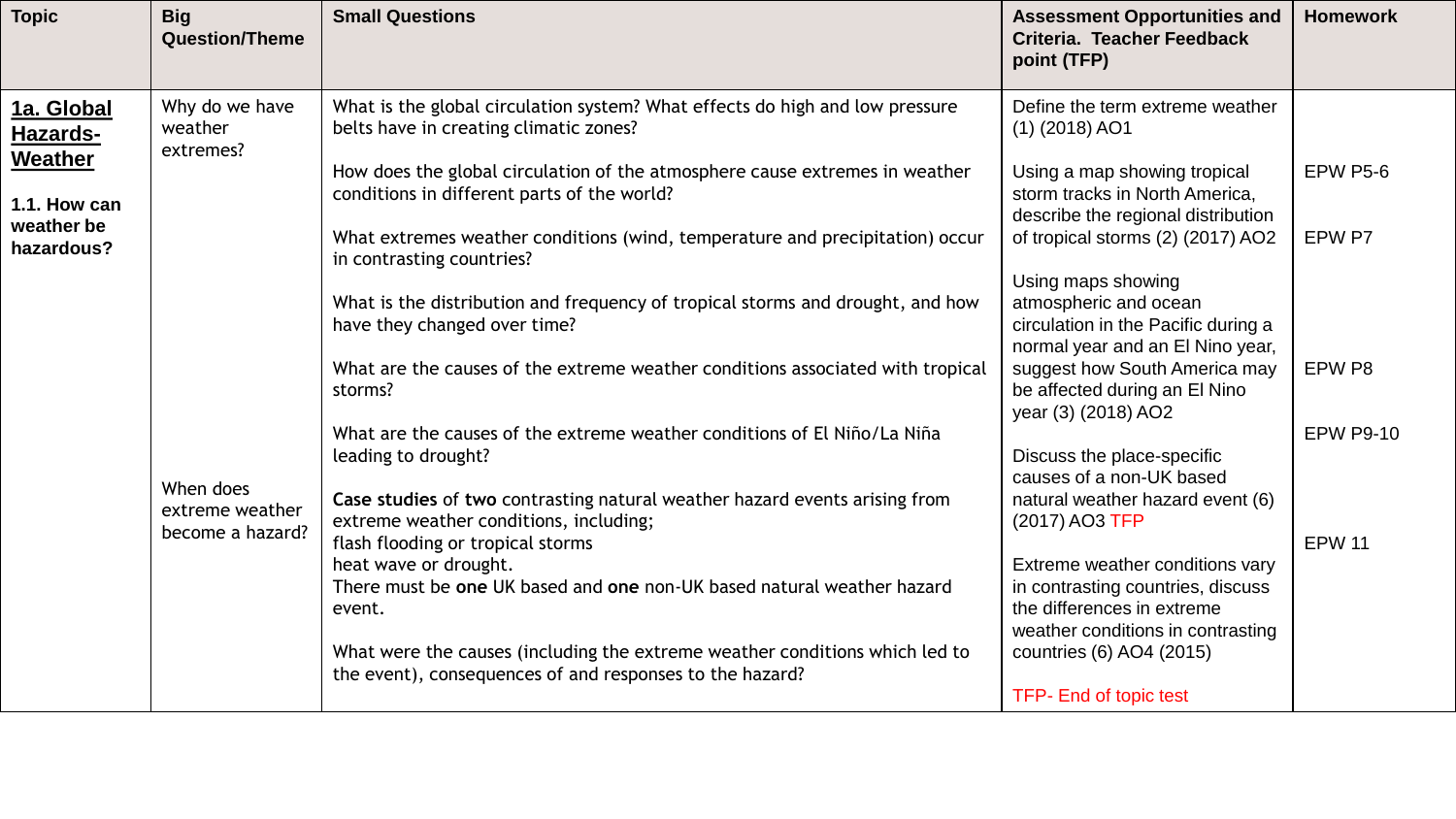| Topic | Big Question/Theme | Small Questions | Assessment Opportunities and Criteria. Teacher Feedback point (TFP) | Homework |
|---|---|---|---|---|
| **1a. Global Hazards- Weather**<br><br>**1.1. How can weather be hazardous?** | Why do we have weather extremes?<br><br>When does extreme weather become a hazard? | What is the global circulation system? What effects do high and low pressure belts have in creating climatic zones?<br><br>How does the global circulation of the atmosphere cause extremes in weather conditions in different parts of the world?<br><br>What extremes weather conditions (wind, temperature and precipitation) occur in contrasting countries?<br><br>What is the distribution and frequency of tropical storms and drought, and how have they changed over time?<br><br>What are the causes of the extreme weather conditions associated with tropical storms?<br><br>What are the causes of the extreme weather conditions of El Niño/La Niña leading to drought?<br><br>**Case studies** of **two** contrasting natural weather hazard events arising from extreme weather conditions, including;<br>flash flooding or tropical storms<br>heat wave or drought.<br>There must be **one** UK based and **one** non-UK based natural weather hazard event.<br><br>What were the causes (including the extreme weather conditions which led to the event), consequences of and responses to the hazard? | Define the term extreme weather (1) (2018) AO1<br><br>Using a map showing tropical storm tracks in North America, describe the regional distribution of tropical storms (2) (2017) AO2<br><br>Using maps showing atmospheric and ocean circulation in the Pacific during a normal year and an El Nino year, suggest how South America may be affected during an El Nino year (3) (2018) AO2<br><br>Discuss the place-specific causes of a non-UK based natural weather hazard event (6) (2017) AO3 TFP<br><br>Extreme weather conditions vary in contrasting countries, discuss the differences in extreme weather conditions in contrasting countries (6) AO4 (2015)<br><br>TFP- End of topic test | EPW P5-6<br><br>EPW P7<br><br>EPW P8<br><br>EPW P9-10<br><br>EPW 11 |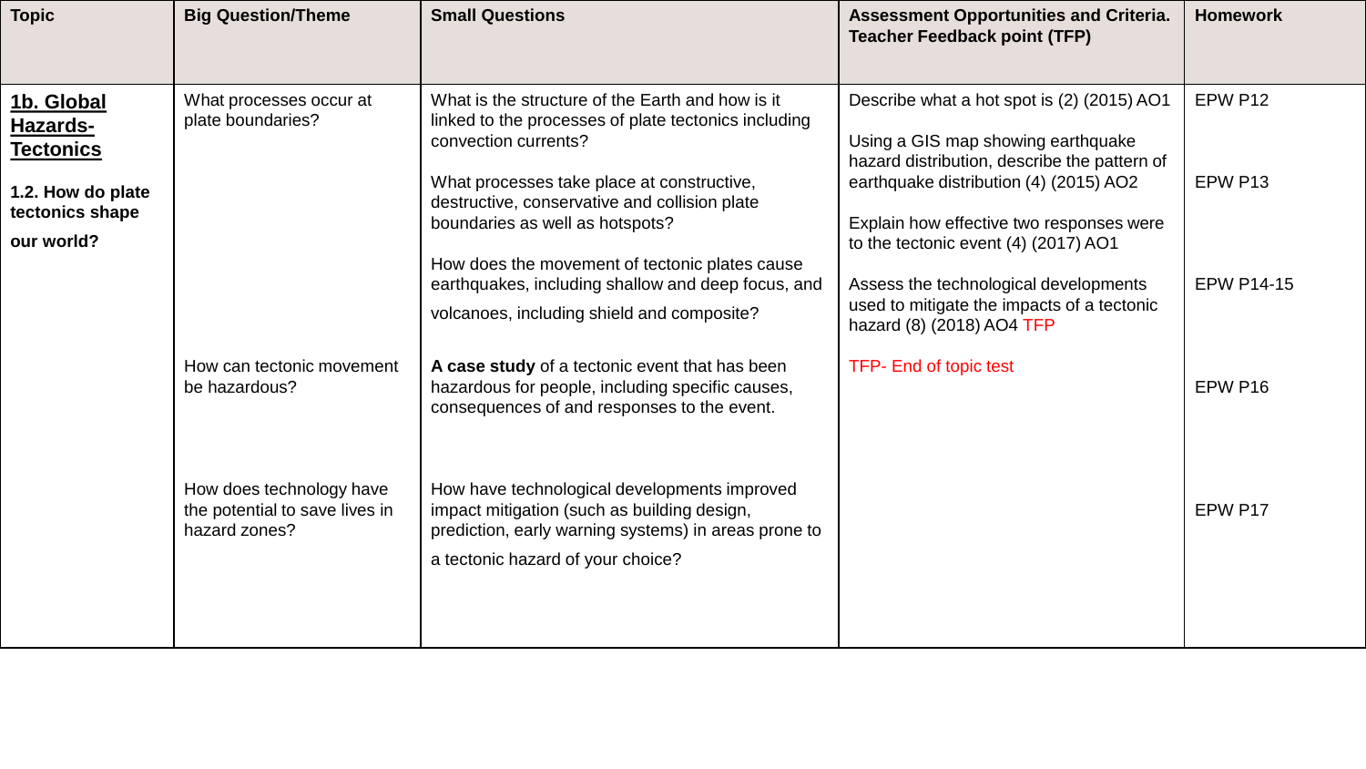| Topic | Big Question/Theme | Small Questions | Assessment Opportunities and Criteria. Teacher Feedback point (TFP) | Homework |
|---|---|---|---|---|
| **1b. Global Hazards- Tectonics**<br><br>**1.2. How do plate tectonics shape our world?** | What processes occur at plate boundaries? | What is the structure of the Earth and how is it linked to the processes of plate tectonics including convection currents?<br><br>What processes take place at constructive, destructive, conservative and collision plate boundaries as well as hotspots?<br><br>How does the movement of tectonic plates cause earthquakes, including shallow and deep focus, and volcanoes, including shield and composite? | Describe what a hot spot is (2) (2015) AO1<br><br>Using a GIS map showing earthquake hazard distribution, describe the pattern of earthquake distribution (4) (2015) AO2<br><br>Explain how effective two responses were to the tectonic event (4) (2017) AO1<br><br>Assess the technological developments used to mitigate the impacts of a tectonic hazard (8) (2018) AO4 TFP | EPW P12<br><br>EPW P13<br><br>EPW P14-15 |
| | How can tectonic movement be hazardous? | **A case study** of a tectonic event that has been hazardous for people, including specific causes, consequences of and responses to the event. | TFP- End of topic test | EPW P16 |
| | How does technology have the potential to save lives in hazard zones? | How have technological developments improved impact mitigation (such as building design, prediction, early warning systems) in areas prone to a tectonic hazard of your choice? | | EPW P17 |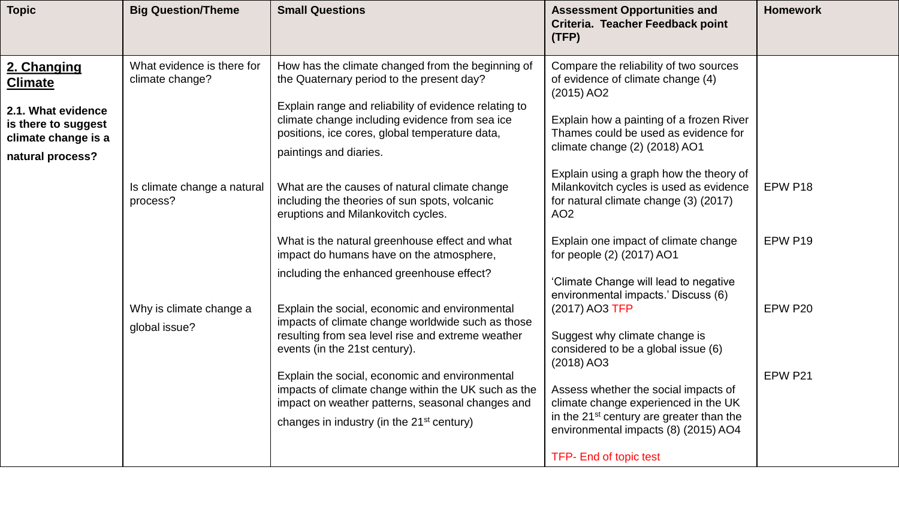| Topic | Big Question/Theme | Small Questions | Assessment Opportunities and Criteria. Teacher Feedback point (TFP) | Homework |
| --- | --- | --- | --- | --- |
| **2. Changing Climate** **2.1. What evidence is there to suggest climate change is a natural process?** | What evidence is there for climate change? | How has the climate changed from the beginning of the Quaternary period to the present day? Explain range and reliability of evidence relating to climate change including evidence from sea ice positions, ice cores, global temperature data, paintings and diaries. | Compare the reliability of two sources of evidence of climate change (4) (2015) AO2 Explain how a painting of a frozen River Thames could be used as evidence for climate change (2) (2018) AO1 | |
| | Is climate change a natural process? | What are the causes of natural climate change including the theories of sun spots, volcanic eruptions and Milankovitch cycles. | Explain using a graph how the theory of Milankovitch cycles is used as evidence for natural climate change (3) (2017) AO2 | EPW P18 |
| | | What is the natural greenhouse effect and what impact do humans have on the atmosphere, including the enhanced greenhouse effect? | Explain one impact of climate change for people (2) (2017) AO1 | EPW P19 |
| | Why is climate change a global issue? | Explain the social, economic and environmental impacts of climate change worldwide such as those resulting from sea level rise and extreme weather events (in the 21st century). | 'Climate Change will lead to negative environmental impacts.' Discuss (6) (2017) AO3 TFP Suggest why climate change is considered to be a global issue (6) (2018) AO3 | EPW P20 |
| | | Explain the social, economic and environmental impacts of climate change within the UK such as the impact on weather patterns, seasonal changes and changes in industry (in the 21st century) | Assess whether the social impacts of climate change experienced in the UK in the 21st century are greater than the environmental impacts (8) (2015) AO4 TFP- End of topic test | EPW P21 |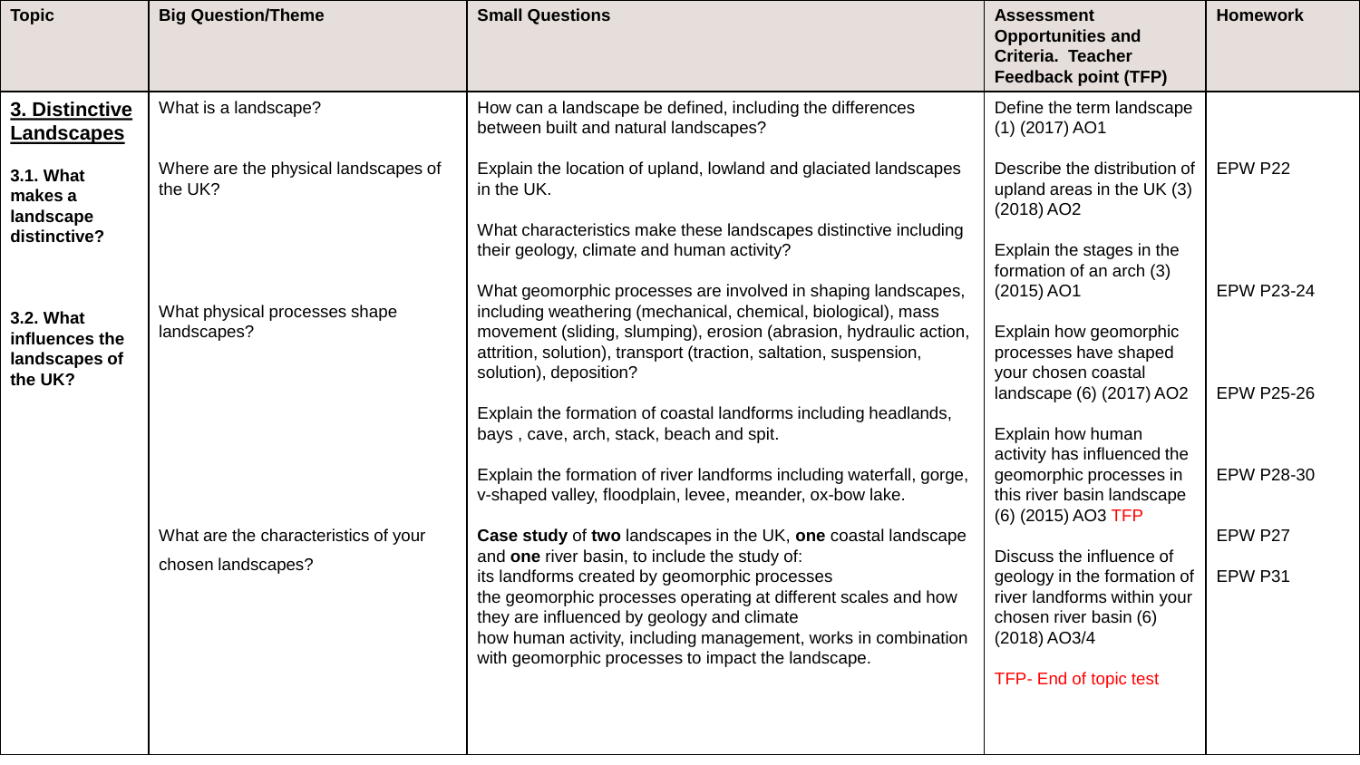| Topic | Big Question/Theme | Small Questions | Assessment Opportunities and Criteria. Teacher Feedback point (TFP) | Homework |
|---|---|---|---|---|
| **3. Distinctive Landscapes**<br><br>**3.1. What makes a landscape distinctive?** | What is a landscape? | How can a landscape be defined, including the differences between built and natural landscapes? | Define the term landscape (1) (2017) AO1 | |
| | Where are the physical landscapes of the UK? | Explain the location of upland, lowland and glaciated landscapes in the UK.<br><br>What characteristics make these landscapes distinctive including their geology, climate and human activity? | Describe the distribution of upland areas in the UK (3) (2018) AO2<br><br>Explain the stages in the formation of an arch (3) (2015) AO1 | EPW P22 |
| **3.2. What influences the landscapes of the UK?** | What physical processes shape landscapes? | What geomorphic processes are involved in shaping landscapes, including weathering (mechanical, chemical, biological), mass movement (sliding, slumping), erosion (abrasion, hydraulic action, attrition, solution), transport (traction, saltation, suspension, solution), deposition?<br><br>Explain the formation of coastal landforms including headlands, bays , cave, arch, stack, beach and spit.<br><br>Explain the formation of river landforms including waterfall, gorge, v-shaped valley, floodplain, levee, meander, ox-bow lake. | Explain how geomorphic processes have shaped your chosen coastal landscape (6) (2017) AO2<br><br>Explain how human activity has influenced the geomorphic processes in this river basin landscape (6) (2015) AO3 TFP | EPW P23-24<br><br>EPW P25-26<br><br>EPW P28-30 |
| | What are the characteristics of your chosen landscapes? | **Case study** of **two** landscapes in the UK, **one** coastal landscape and **one** river basin, to include the study of:<br>its landforms created by geomorphic processes<br>the geomorphic processes operating at different scales and how they are influenced by geology and climate<br>how human activity, including management, works in combination with geomorphic processes to impact the landscape. | Discuss the influence of geology in the formation of river landforms within your chosen river basin (6) (2018) AO3/4<br><br>TFP- End of topic test | EPW P27<br><br>EPW P31 |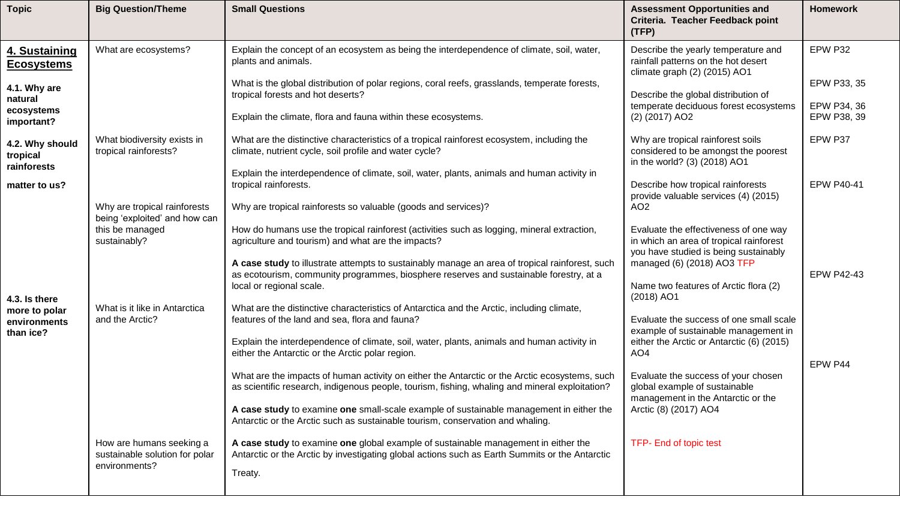| Topic | Big Question/Theme | Small Questions | Assessment Opportunities and Criteria. Teacher Feedback point (TFP) | Homework |
| --- | --- | --- | --- | --- |
| **4. Sustaining Ecosystems**<br><br>**4.1. Why are natural ecosystems important?** | What are ecosystems? | Explain the concept of an ecosystem as being the interdependence of climate, soil, water, plants and animals.<br><br>What is the global distribution of polar regions, coral reefs, grasslands, temperate forests, tropical forests and hot deserts?<br><br>Explain the climate, flora and fauna within these ecosystems. | Describe the yearly temperature and rainfall patterns on the hot desert climate graph (2) (2015) AO1<br><br>Describe the global distribution of temperate deciduous forest ecosystems (2) (2017) AO2 | EPW P32<br><br>EPW P33, 35<br><br>EPW P34, 36<br>EPW P38, 39 |
| **4.2. Why should tropical rainforests matter to us?** | What biodiversity exists in tropical rainforests? | What are the distinctive characteristics of a tropical rainforest ecosystem, including the climate, nutrient cycle, soil profile and water cycle?<br><br>Explain the interdependence of climate, soil, water, plants, animals and human activity in tropical rainforests. | Why are tropical rainforest soils considered to be amongst the poorest in the world? (3) (2018) AO1<br><br>Describe how tropical rainforests provide valuable services (4) (2015) AO2 | EPW P37<br><br>EPW P40-41 |
| | Why are tropical rainforests being 'exploited' and how can this be managed sustainably? | Why are tropical rainforests so valuable (goods and services)?<br><br>How do humans use the tropical rainforest (activities such as logging, mineral extraction, agriculture and tourism) and what are the impacts?<br><br>**A case study** to illustrate attempts to sustainably manage an area of tropical rainforest, such as ecotourism, community programmes, biosphere reserves and sustainable forestry, at a local or regional scale. | Evaluate the effectiveness of one way in which an area of tropical rainforest you have studied is being sustainably managed (6) (2018) AO3 TFP | EPW P42-43 |
| **4.3. Is there more to polar environments than ice?** | What is it like in Antarctica and the Arctic? | What are the distinctive characteristics of Antarctica and the Arctic, including climate, features of the land and sea, flora and fauna?<br><br>Explain the interdependence of climate, soil, water, plants, animals and human activity in either the Antarctic or the Arctic polar region.<br><br>What are the impacts of human activity on either the Antarctic or the Arctic ecosystems, such as scientific research, indigenous people, tourism, fishing, whaling and mineral exploitation?<br><br>**A case study** to examine **one** small-scale example of sustainable management in either the Antarctic or the Arctic such as sustainable tourism, conservation and whaling. | Name two features of Arctic flora (2) (2018) AO1<br><br>Evaluate the success of one small scale example of sustainable management in either the Arctic or Antarctic (6) (2015) AO4<br><br>Evaluate the success of your chosen global example of sustainable management in the Antarctic or the Arctic (8) (2017) AO4 | EPW P44 |
| | How are humans seeking a sustainable solution for polar environments? | **A case study** to examine **one** global example of sustainable management in either the Antarctic or the Arctic by investigating global actions such as Earth Summits or the Antarctic Treaty. | TFP- End of topic test | |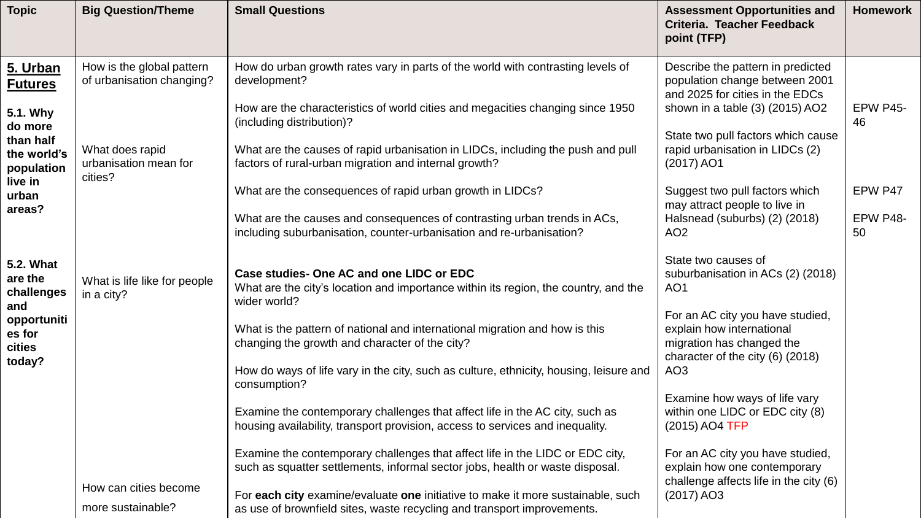| Topic | Big Question/Theme | Small Questions | Assessment Opportunities and Criteria. Teacher Feedback point (TFP) | Homework |
|---|---|---|---|---|
| **5. Urban Futures**<br><br>**5.1. Why do more than half the world's population live in urban areas?**<br><br>**5.2. What are the challenges and opportunities for cities today?** | How is the global pattern of urbanisation changing?<br><br>What does rapid urbanisation mean for cities?<br><br>What is life like for people in a city?<br><br>How can cities become more sustainable? | How do urban growth rates vary in parts of the world with contrasting levels of development?<br><br>How are the characteristics of world cities and megacities changing since 1950 (including distribution)?<br><br>What are the causes of rapid urbanisation in LIDCs, including the push and pull factors of rural-urban migration and internal growth?<br><br>What are the consequences of rapid urban growth in LIDCs?<br><br>What are the causes and consequences of contrasting urban trends in ACs, including suburbanisation, counter-urbanisation and re-urbanisation?<br><br>**Case studies- One AC and one LIDC or EDC**<br>What are the city's location and importance within its region, the country, and the wider world?<br><br>What is the pattern of national and international migration and how is this changing the growth and character of the city?<br><br>How do ways of life vary in the city, such as culture, ethnicity, housing, leisure and consumption?<br><br>Examine the contemporary challenges that affect life in the AC city, such as housing availability, transport provision, access to services and inequality.<br><br>Examine the contemporary challenges that affect life in the LIDC or EDC city, such as squatter settlements, informal sector jobs, health or waste disposal.<br><br>For **each city** examine/evaluate **one** initiative to make it more sustainable, such as use of brownfield sites, waste recycling and transport improvements. | Describe the pattern in predicted population change between 2001 and 2025 for cities in the EDCs shown in a table (3) (2015) AO2<br><br>State two pull factors which cause rapid urbanisation in LIDCs (2) (2017) AO1<br><br>Suggest two pull factors which may attract people to live in Halsnead (suburbs) (2) (2018) AO2<br><br>State two causes of suburbanisation in ACs (2) (2018) AO1<br><br>For an AC city you have studied, explain how international migration has changed the character of the city (6) (2018) AO3<br><br>Examine how ways of life vary within one LIDC or EDC city (8) (2015) AO4 TFP<br><br>For an AC city you have studied, explain how one contemporary challenge affects life in the city (6) (2017) AO3 | EPW P45-46<br><br>EPW P47<br><br>EPW P48-50 |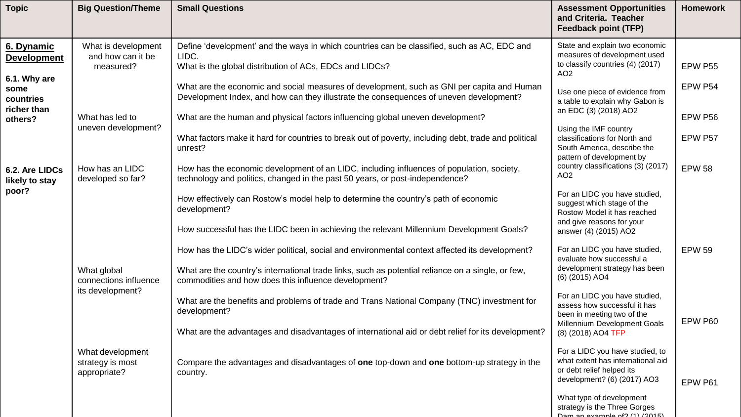| Topic | Big Question/Theme | Small Questions | Assessment Opportunities and Criteria. Teacher Feedback point (TFP) | Homework |
|---|---|---|---|---|
| **6. Dynamic Development**<br>**6.1. Why are some countries richer than others?** | What is development and how can it be measured? | Define 'development' and the ways in which countries can be classified, such as AC, EDC and LIDC.<br>What is the global distribution of ACs, EDCs and LIDCs? | State and explain two economic measures of development used to classify countries (4) (2017) AO2 | EPW P55 |
| | | What are the economic and social measures of development, such as GNI per capita and Human Development Index, and how can they illustrate the consequences of uneven development? | Use one piece of evidence from a table to explain why Gabon is an EDC (3) (2018) AO2 | EPW P54 |
| | What has led to uneven development? | What are the human and physical factors influencing global uneven development? | Using the IMF country classifications for North and South America, describe the pattern of development by country classifications (3) (2017) AO2 | EPW P56 |
| | | What factors make it hard for countries to break out of poverty, including debt, trade and political unrest? | | EPW P57 |
| **6.2. Are LIDCs likely to stay poor?** | How has an LIDC developed so far? | How has the economic development of an LIDC, including influences of population, society, technology and politics, changed in the past 50 years, or post-independence? | | EPW 58 |
| | | How effectively can Rostow's model help to determine the country's path of economic development? | For an LIDC you have studied, suggest which stage of the Rostow Model it has reached and give reasons for your answer (4) (2015) AO2 | |
| | | How successful has the LIDC been in achieving the relevant Millennium Development Goals? | | |
| | | How has the LIDC's wider political, social and environmental context affected its development? | For an LIDC you have studied, evaluate how successful a development strategy has been (6) (2015) AO4 | EPW 59 |
| | What global connections influence its development? | What are the country's international trade links, such as potential reliance on a single, or few, commodities and how does this influence development? | | |
| | | What are the benefits and problems of trade and Trans National Company (TNC) investment for development? | For an LIDC you have studied, assess how successful it has been in meeting two of the Millennium Development Goals (8) (2018) AO4 TFP | EPW P60 |
| | | What are the advantages and disadvantages of international aid or debt relief for its development? | | |
| | What development strategy is most appropriate? | Compare the advantages and disadvantages of **one** top-down and **one** bottom-up strategy in the country. | For a LIDC you have studied, to what extent has international aid or debt relief helped its development? (6) (2017) AO3 | EPW P61 |
| | | | What type of development strategy is the Three Gorges Dam an example of? (1) (2015) | |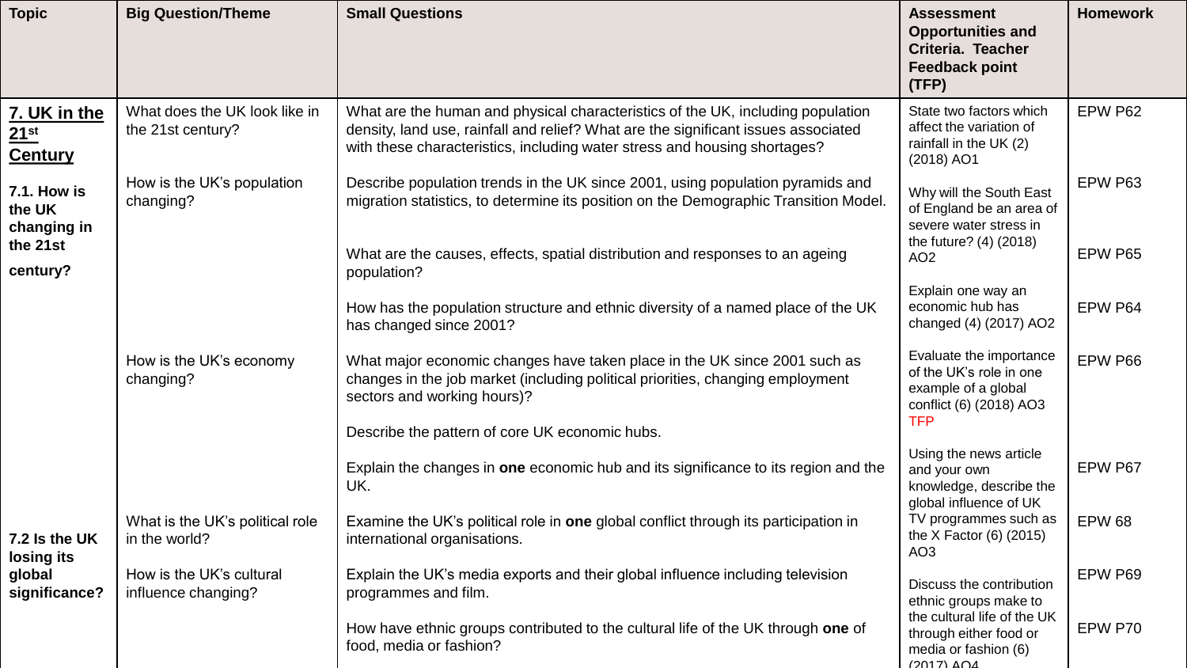| Topic | Big Question/Theme | Small Questions | Assessment Opportunities and Criteria. Teacher Feedback point (TFP) | Homework |
|---|---|---|---|---|
| **7. UK in the 21st Century** <br><br> **7.1. How is the UK changing in the 21st century?** | What does the UK look like in the 21st century? | What are the human and physical characteristics of the UK, including population density, land use, rainfall and relief? What are the significant issues associated with these characteristics, including water stress and housing shortages? | State two factors which affect the variation of rainfall in the UK (2) (2018) AO1 | EPW P62 |
| | How is the UK's population changing? | Describe population trends in the UK since 2001, using population pyramids and migration statistics, to determine its position on the Demographic Transition Model. | Why will the South East of England be an area of severe water stress in the future? (4) (2018) AO2 | EPW P63 |
| | | What are the causes, effects, spatial distribution and responses to an ageing population? | | EPW P65 |
| | | How has the population structure and ethnic diversity of a named place of the UK has changed since 2001? | Explain one way an economic hub has changed (4) (2017) AO2 | EPW P64 |
| | How is the UK's economy changing? | What major economic changes have taken place in the UK since 2001 such as changes in the job market (including political priorities, changing employment sectors and working hours)? | Evaluate the importance of the UK's role in one example of a global conflict (6) (2018) AO3 TFP | EPW P66 |
| | | Describe the pattern of core UK economic hubs. | | |
| | | Explain the changes in **one** economic hub and its significance to its region and the UK. | Using the news article and your own knowledge, describe the global influence of UK TV programmes such as the X Factor (6) (2015) AO3 | EPW P67 |
| **7.2 Is the UK losing its global significance?** | What is the UK's political role in the world? | Examine the UK's political role in **one** global conflict through its participation in international organisations. | | EPW 68 |
| | How is the UK's cultural influence changing? | Explain the UK's media exports and their global influence including television programmes and film. | Discuss the contribution ethnic groups make to the cultural life of the UK through either food or media or fashion (6) (2017) AO4 | EPW P69 |
| | | How have ethnic groups contributed to the cultural life of the UK through **one** of food, media or fashion? | | EPW P70 |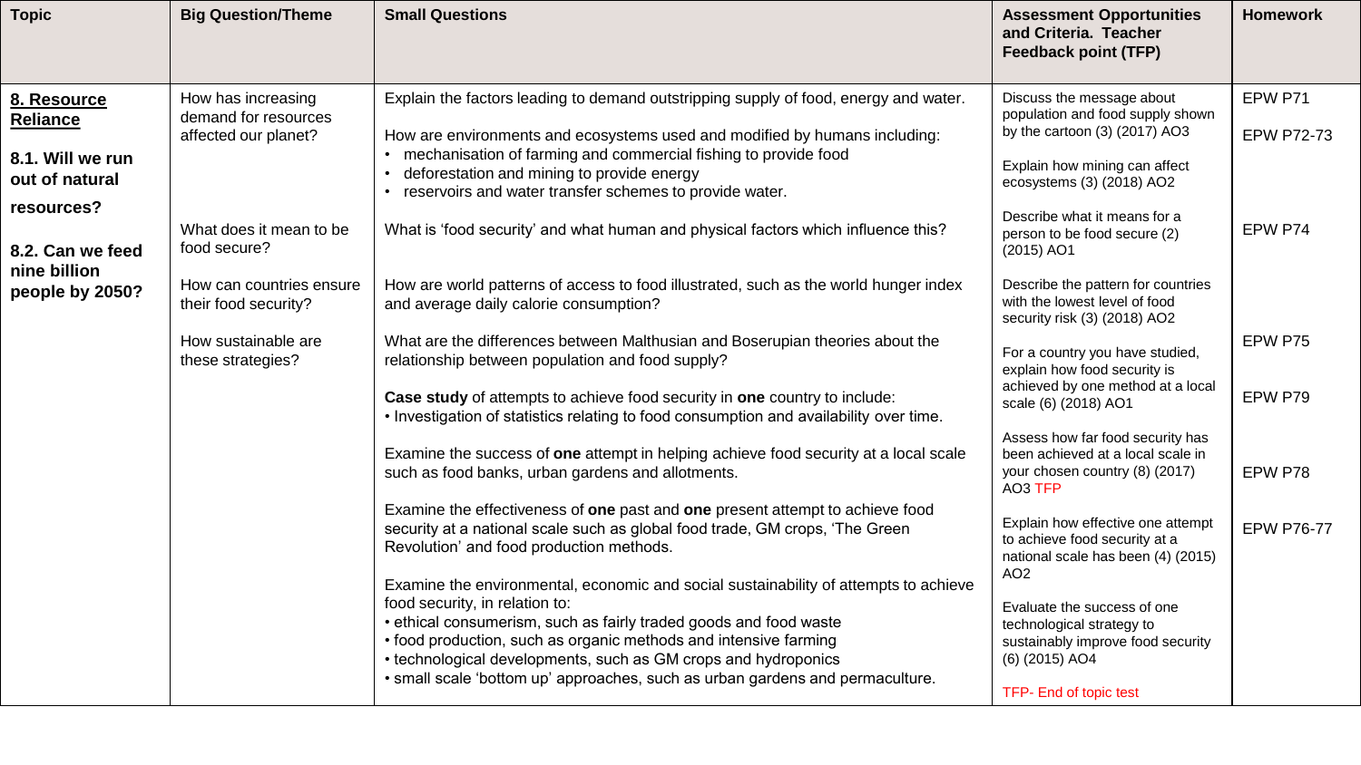| Topic | Big Question/Theme | Small Questions | Assessment Opportunities and Criteria. Teacher Feedback point (TFP) | Homework |
| --- | --- | --- | --- | --- |
| **8. Resource Reliance**<br><br>**8.1. Will we run out of natural resources?**<br><br>**8.2. Can we feed nine billion people by 2050?** | How has increasing demand for resources affected our planet? | Explain the factors leading to demand outstripping supply of food, energy and water.<br><br>How are environments and ecosystems used and modified by humans including:<br>• mechanisation of farming and commercial fishing to provide food<br>• deforestation and mining to provide energy<br>• reservoirs and water transfer schemes to provide water. | Discuss the message about population and food supply shown by the cartoon (3) (2017) AO3<br><br>Explain how mining can affect ecosystems (3) (2018) AO2 | EPW P71<br><br>EPW P72-73 |
| | What does it mean to be food secure? | What is 'food security' and what human and physical factors which influence this? | Describe what it means for a person to be food secure (2) (2015) AO1 | EPW P74 |
| | How can countries ensure their food security? | How are world patterns of access to food illustrated, such as the world hunger index and average daily calorie consumption? | Describe the pattern for countries with the lowest level of food security risk (3) (2018) AO2 | |
| | How sustainable are these strategies? | What are the differences between Malthusian and Boserupian theories about the relationship between population and food supply?<br><br>**Case study** of attempts to achieve food security in **one** country to include:<br>• Investigation of statistics relating to food consumption and availability over time.<br><br>Examine the success of **one** attempt in helping achieve food security at a local scale such as food banks, urban gardens and allotments.<br><br>Examine the effectiveness of **one** past and **one** present attempt to achieve food security at a national scale such as global food trade, GM crops, 'The Green Revolution' and food production methods.<br><br>Examine the environmental, economic and social sustainability of attempts to achieve food security, in relation to:<br>• ethical consumerism, such as fairly traded goods and food waste<br>• food production, such as organic methods and intensive farming<br>• technological developments, such as GM crops and hydroponics<br>• small scale 'bottom up' approaches, such as urban gardens and permaculture. | For a country you have studied, explain how food security is achieved by one method at a local scale (6) (2018) AO1<br><br>Assess how far food security has been achieved at a local scale in your chosen country (8) (2017) AO3 TFP<br><br>Explain how effective one attempt to achieve food security at a national scale has been (4) (2015) AO2<br><br>Evaluate the success of one technological strategy to sustainably improve food security (6) (2015) AO4<br><br>TFP- End of topic test | EPW P75<br><br>EPW P79<br><br>EPW P78<br><br>EPW P76-77 |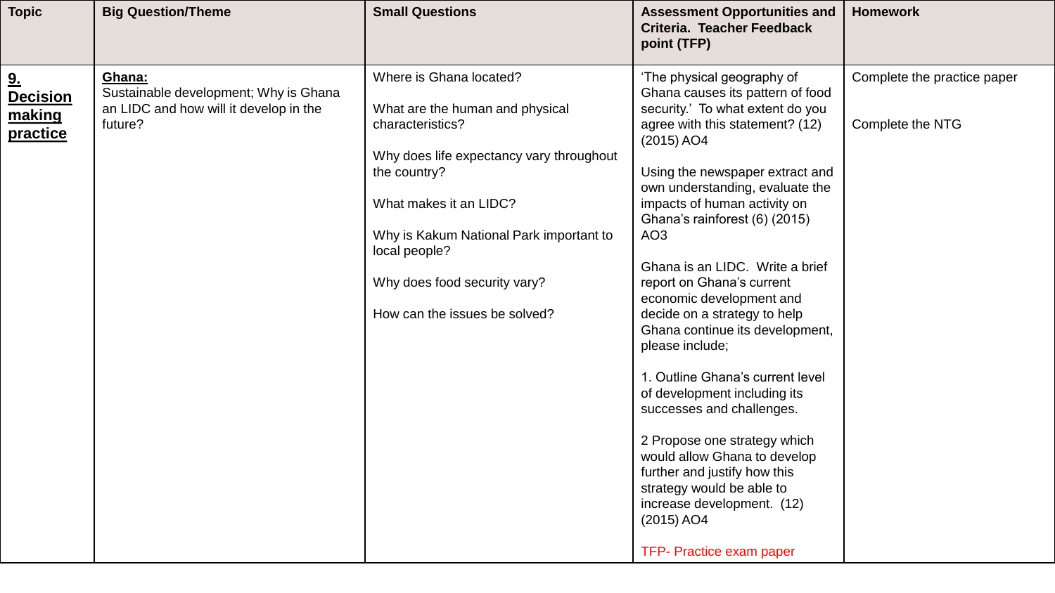| Topic | Big Question/Theme | Small Questions | Assessment Opportunities and Criteria. Teacher Feedback point (TFP) | Homework |
|---|---|---|---|---|
| **9. Decision making practice** | **Ghana:**<br>Sustainable development; Why is Ghana an LIDC and how will it develop in the future? | Where is Ghana located?<br><br>What are the human and physical characteristics?<br><br>Why does life expectancy vary throughout the country?<br><br>What makes it an LIDC?<br><br>Why is Kakum National Park important to local people?<br><br>Why does food security vary?<br><br>How can the issues be solved? | 'The physical geography of Ghana causes its pattern of food security.' To what extent do you agree with this statement? (12) (2015) AO4<br><br>Using the newspaper extract and own understanding, evaluate the impacts of human activity on Ghana's rainforest (6) (2015) AO3<br><br>Ghana is an LIDC. Write a brief report on Ghana's current economic development and decide on a strategy to help Ghana continue its development, please include;<br><br>1. Outline Ghana's current level of development including its successes and challenges.<br><br>2 Propose one strategy which would allow Ghana to develop further and justify how this strategy would be able to increase development. (12) (2015) AO4<br><br>TFP- Practice exam paper | Complete the practice paper<br><br>Complete the NTG |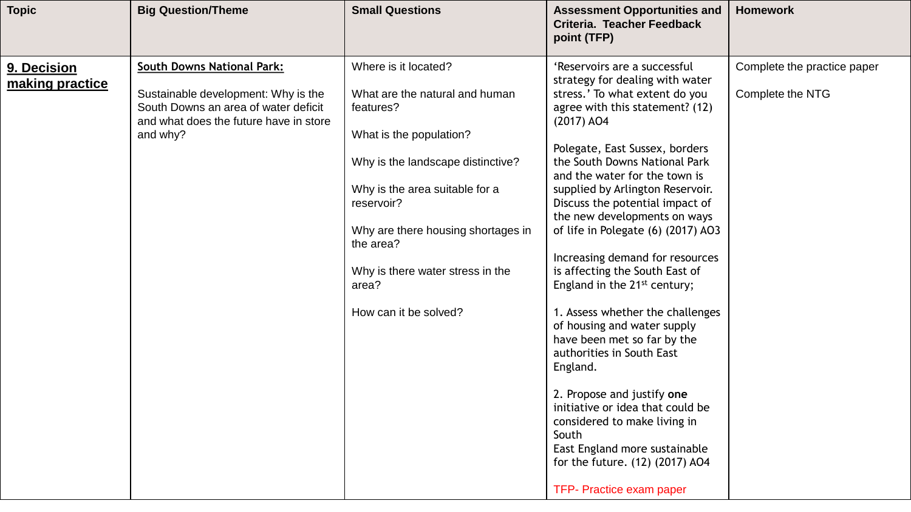| Topic | Big Question/Theme | Small Questions | Assessment Opportunities and Criteria. Teacher Feedback point (TFP) | Homework |
| --- | --- | --- | --- | --- |
| **9. Decision making practice** | **South Downs National Park:**<br><br>Sustainable development: Why is the South Downs an area of water deficit and what does the future have in store and why? | Where is it located?<br><br>What are the natural and human features?<br><br>What is the population?<br><br>Why is the landscape distinctive?<br><br>Why is the area suitable for a reservoir?<br><br>Why are there housing shortages in the area?<br><br>Why is there water stress in the area?<br><br>How can it be solved? | 'Reservoirs are a successful strategy for dealing with water stress.' To what extent do you agree with this statement? (12) (2017) AO4<br><br>Polegate, East Sussex, borders the South Downs National Park and the water for the town is supplied by Arlington Reservoir. Discuss the potential impact of the new developments on ways of life in Polegate (6) (2017) AO3<br><br>Increasing demand for resources is affecting the South East of England in the 21st century;<br><br>1. Assess whether the challenges of housing and water supply have been met so far by the authorities in South East England.<br><br>2. Propose and justify **one** initiative or idea that could be considered to make living in South East England more sustainable for the future. (12) (2017) AO4<br><br>TFP- Practice exam paper | Complete the practice paper<br><br>Complete the NTG |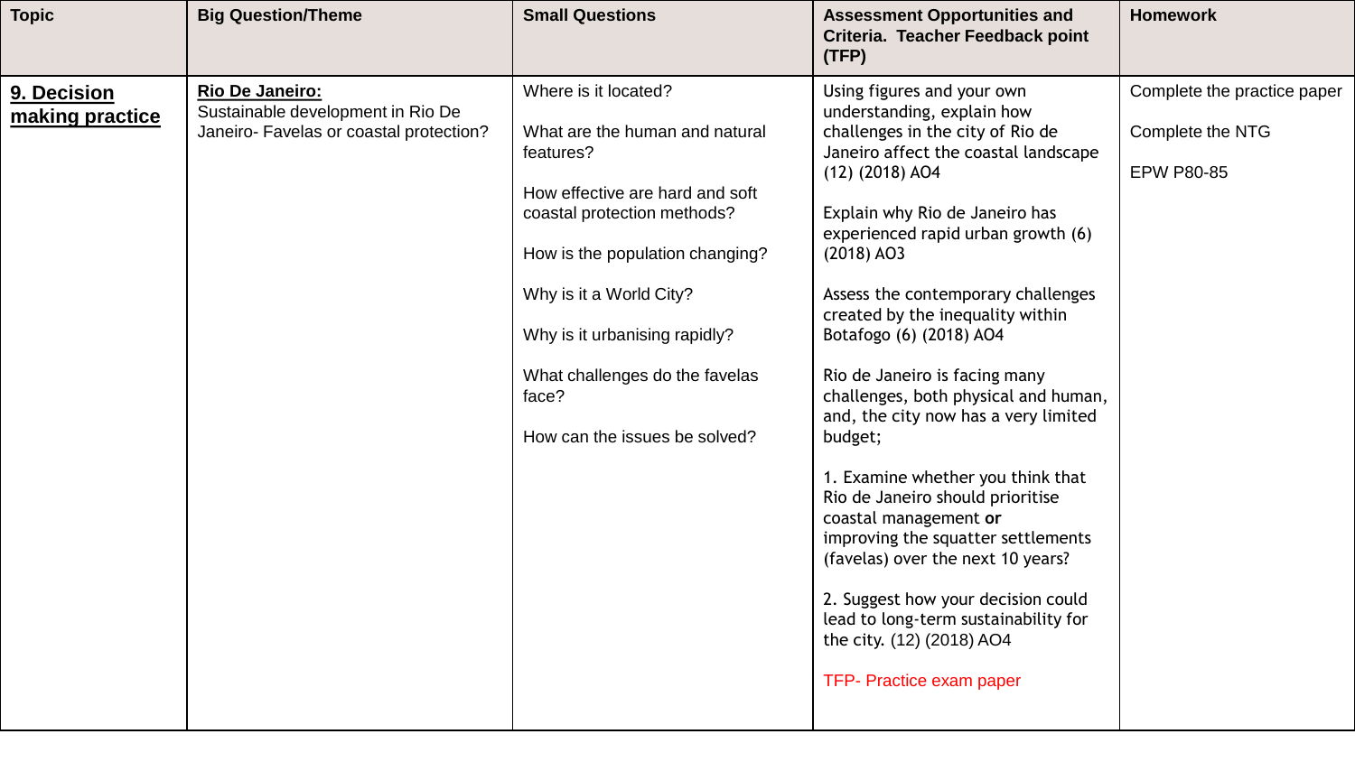| Topic | Big Question/Theme | Small Questions | Assessment Opportunities and Criteria. Teacher Feedback point (TFP) | Homework |
| --- | --- | --- | --- | --- |
| **9. Decision making practice** | **Rio De Janeiro:**<br>Sustainable development in Rio De Janeiro- Favelas or coastal protection? | Where is it located?<br><br>What are the human and natural features?<br><br>How effective are hard and soft coastal protection methods?<br><br>How is the population changing?<br><br>Why is it a World City?<br><br>Why is it urbanising rapidly?<br><br>What challenges do the favelas face?<br><br>How can the issues be solved? | Using figures and your own understanding, explain how challenges in the city of Rio de Janeiro affect the coastal landscape (12) (2018) AO4<br><br>Explain why Rio de Janeiro has experienced rapid urban growth (6) (2018) AO3<br><br>Assess the contemporary challenges created by the inequality within Botafogo (6) (2018) AO4<br><br>Rio de Janeiro is facing many challenges, both physical and human, and, the city now has a very limited budget;<br><br>1. Examine whether you think that Rio de Janeiro should prioritise coastal management **or** improving the squatter settlements (favelas) over the next 10 years?<br><br>2. Suggest how your decision could lead to long-term sustainability for the city. (12) (2018) AO4<br><br>TFP- Practice exam paper | Complete the practice paper<br><br>Complete the NTG<br><br>EPW P80-85 |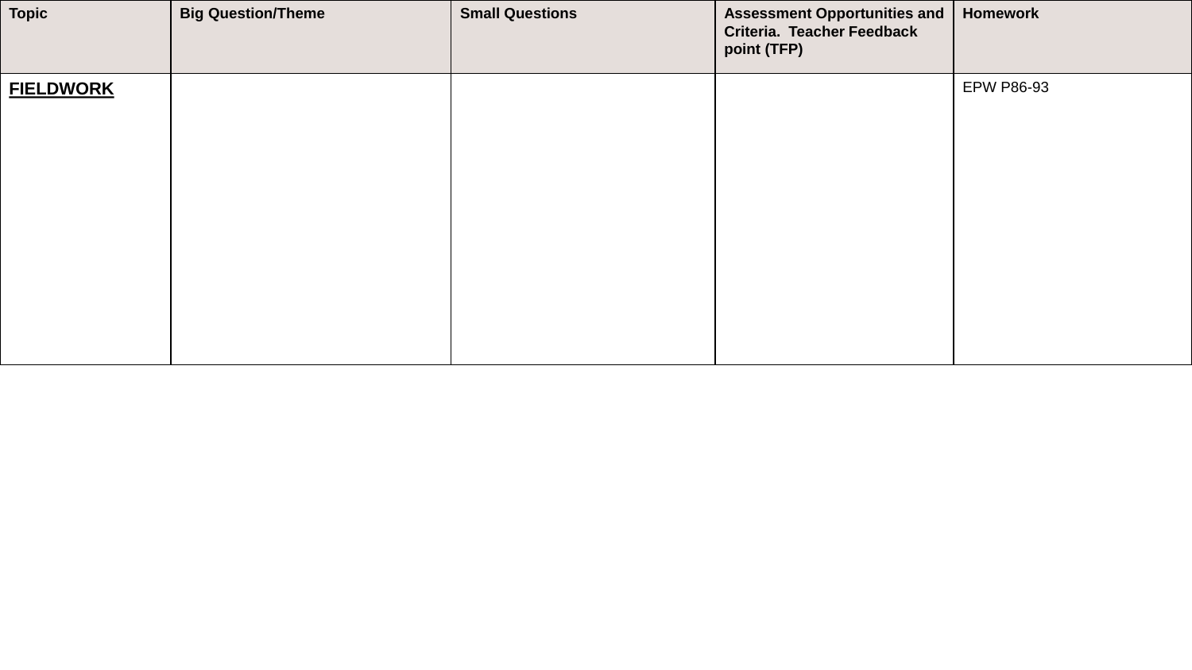| Topic | Big Question/Theme | Small Questions | Assessment Opportunities and Criteria. Teacher Feedback point (TFP) | Homework |
| --- | --- | --- | --- | --- |
| **FIELDWORK** | | | | EPW P86-93 |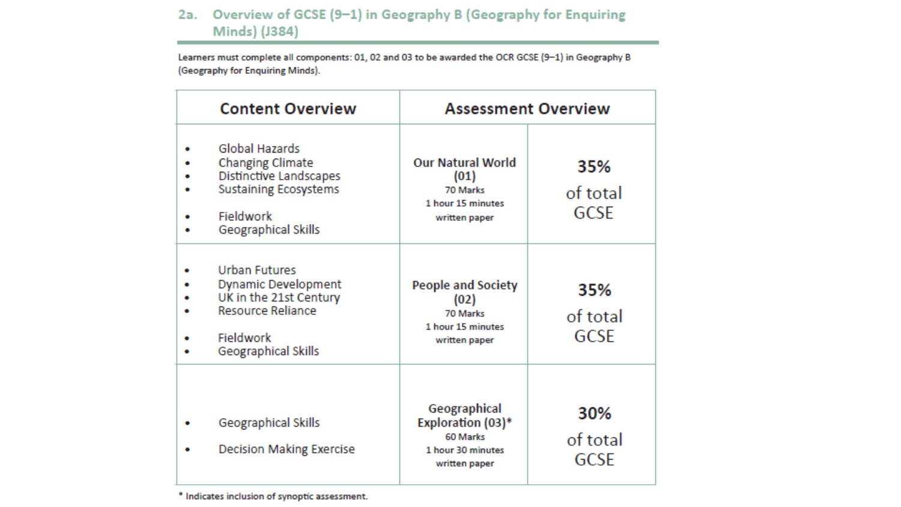## 2a. Overview of GCSE (9–1) in Geography B (Geography for Enquiring Minds) (J384)

Learners must complete all components: 01, 02 and 03 to be awarded the OCR GCSE (9–1) in Geography B (Geography for Enquiring Minds).

| Content Overview | Assessment Overview | |
|---|---|---|
| • Global Hazards<br>• Changing Climate<br>• Distinctive Landscapes<br>• Sustaining Ecosystems<br><br>• Fieldwork<br>• Geographical Skills | **Our Natural World (01)**<br>70 Marks<br>1 hour 15 minutes<br>written paper | **35%**<br>of total GCSE |
| • Urban Futures<br>• Dynamic Development<br>• UK in the 21st Century<br>• Resource Reliance<br><br>• Fieldwork<br>• Geographical Skills | **People and Society (02)**<br>70 Marks<br>1 hour 15 minutes<br>written paper | **35%**<br>of total GCSE |
| • Geographical Skills<br><br>• Decision Making Exercise | **Geographical Exploration (03)***<br>60 Marks<br>1 hour 30 minutes<br>written paper | **30%**<br>of total GCSE |

* Indicates inclusion of synoptic assessment.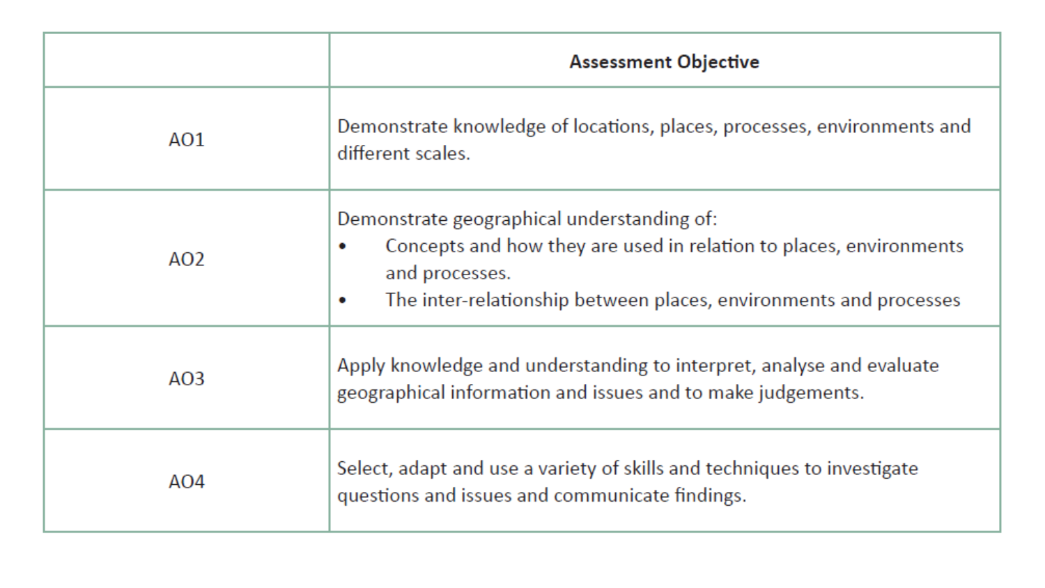| | Assessment Objective |
|---|---|
| AO1 | Demonstrate knowledge of locations, places, processes, environments and different scales. |
| AO2 | Demonstrate geographical understanding of:<br>• Concepts and how they are used in relation to places, environments and processes.<br>• The inter-relationship between places, environments and processes |
| AO3 | Apply knowledge and understanding to interpret, analyse and evaluate geographical information and issues and to make judgements. |
| AO4 | Select, adapt and use a variety of skills and techniques to investigate questions and issues and communicate findings. |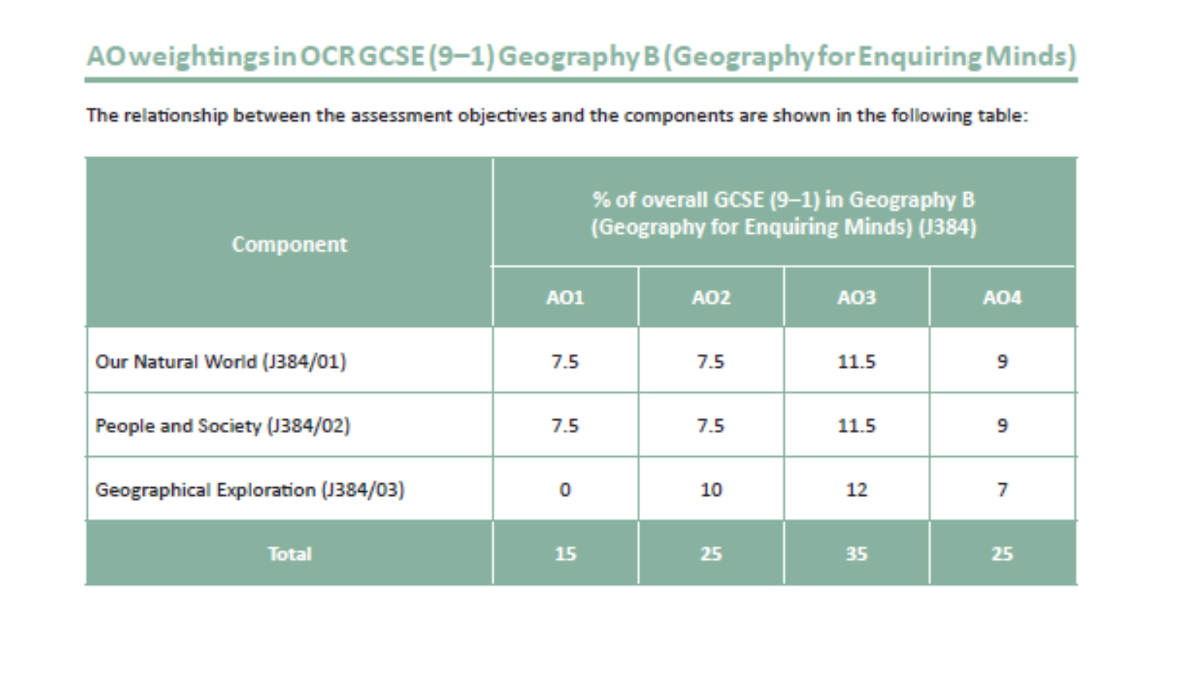## AO weightings in OCR GCSE (9–1) Geography B (Geography for Enquiring Minds)

The relationship between the assessment objectives and the components are shown in the following table:

| Component | % of overall GCSE (9–1) in Geography B (Geography for Enquiring Minds) (J384) | | | |
|---|---|---|---|---|
| | AO1 | AO2 | AO3 | AO4 |
| Our Natural World (J384/01) | 7.5 | 7.5 | 11.5 | 9 |
| People and Society (J384/02) | 7.5 | 7.5 | 11.5 | 9 |
| Geographical Exploration (J384/03) | 0 | 10 | 12 | 7 |
| **Total** | **15** | **25** | **35** | **25** |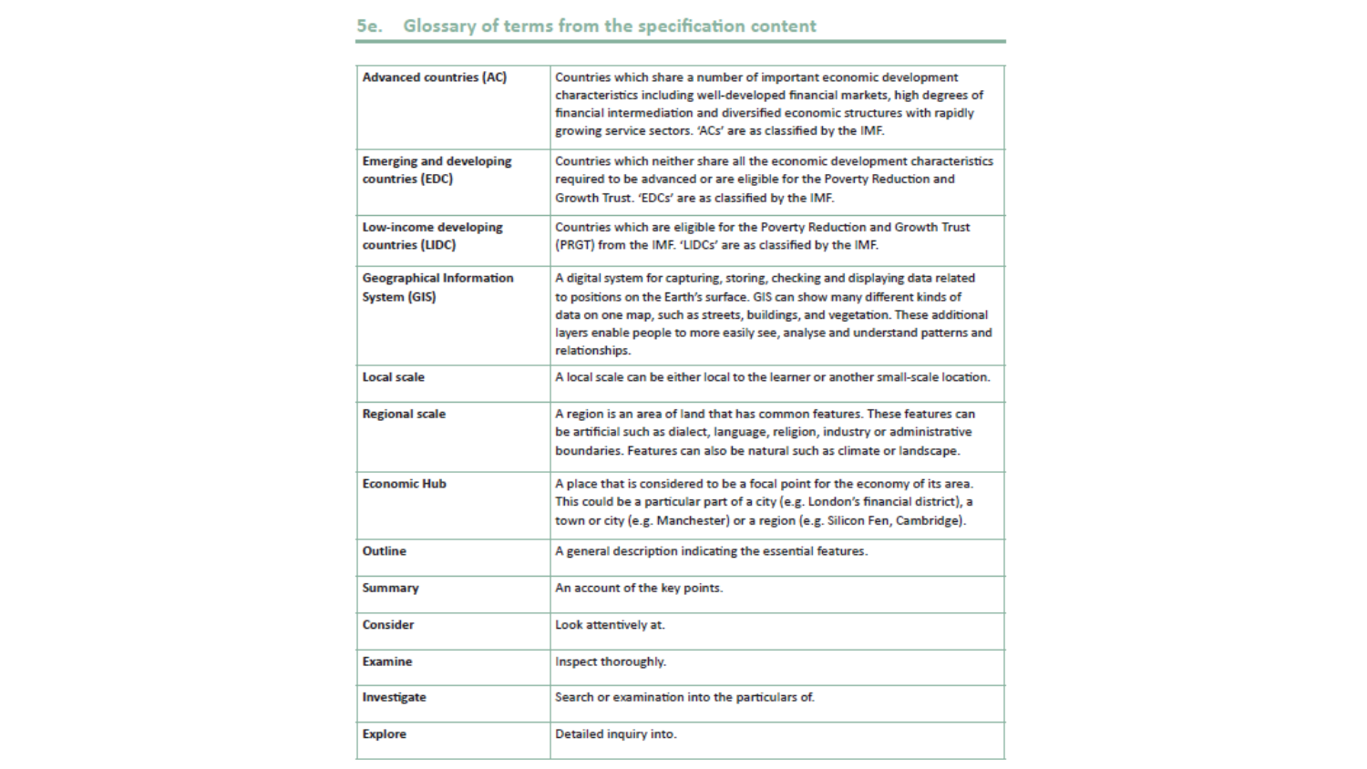## 5e. Glossary of terms from the specification content

| | |
|---|---|
| **Advanced countries (AC)** | Countries which share a number of important economic development characteristics including well-developed financial markets, high degrees of financial intermediation and diversified economic structures with rapidly growing service sectors. 'ACs' are as classified by the IMF. |
| **Emerging and developing countries (EDC)** | Countries which neither share all the economic development characteristics required to be advanced or are eligible for the Poverty Reduction and Growth Trust. 'EDCs' are as classified by the IMF. |
| **Low-income developing countries (LIDC)** | Countries which are eligible for the Poverty Reduction and Growth Trust (PRGT) from the IMF. 'LIDCs' are as classified by the IMF. |
| **Geographical Information System (GIS)** | A digital system for capturing, storing, checking and displaying data related to positions on the Earth's surface. GIS can show many different kinds of data on one map, such as streets, buildings, and vegetation. These additional layers enable people to more easily see, analyse and understand patterns and relationships. |
| **Local scale** | A local scale can be either local to the learner or another small-scale location. |
| **Regional scale** | A region is an area of land that has common features. These features can be artificial such as dialect, language, religion, industry or administrative boundaries. Features can also be natural such as climate or landscape. |
| **Economic Hub** | A place that is considered to be a focal point for the economy of its area. This could be a particular part of a city (e.g. London's financial district), a town or city (e.g. Manchester) or a region (e.g. Silicon Fen, Cambridge). |
| **Outline** | A general description indicating the essential features. |
| **Summary** | An account of the key points. |
| **Consider** | Look attentively at. |
| **Examine** | Inspect thoroughly. |
| **Investigate** | Search or examination into the particulars of. |
| **Explore** | Detailed inquiry into. |